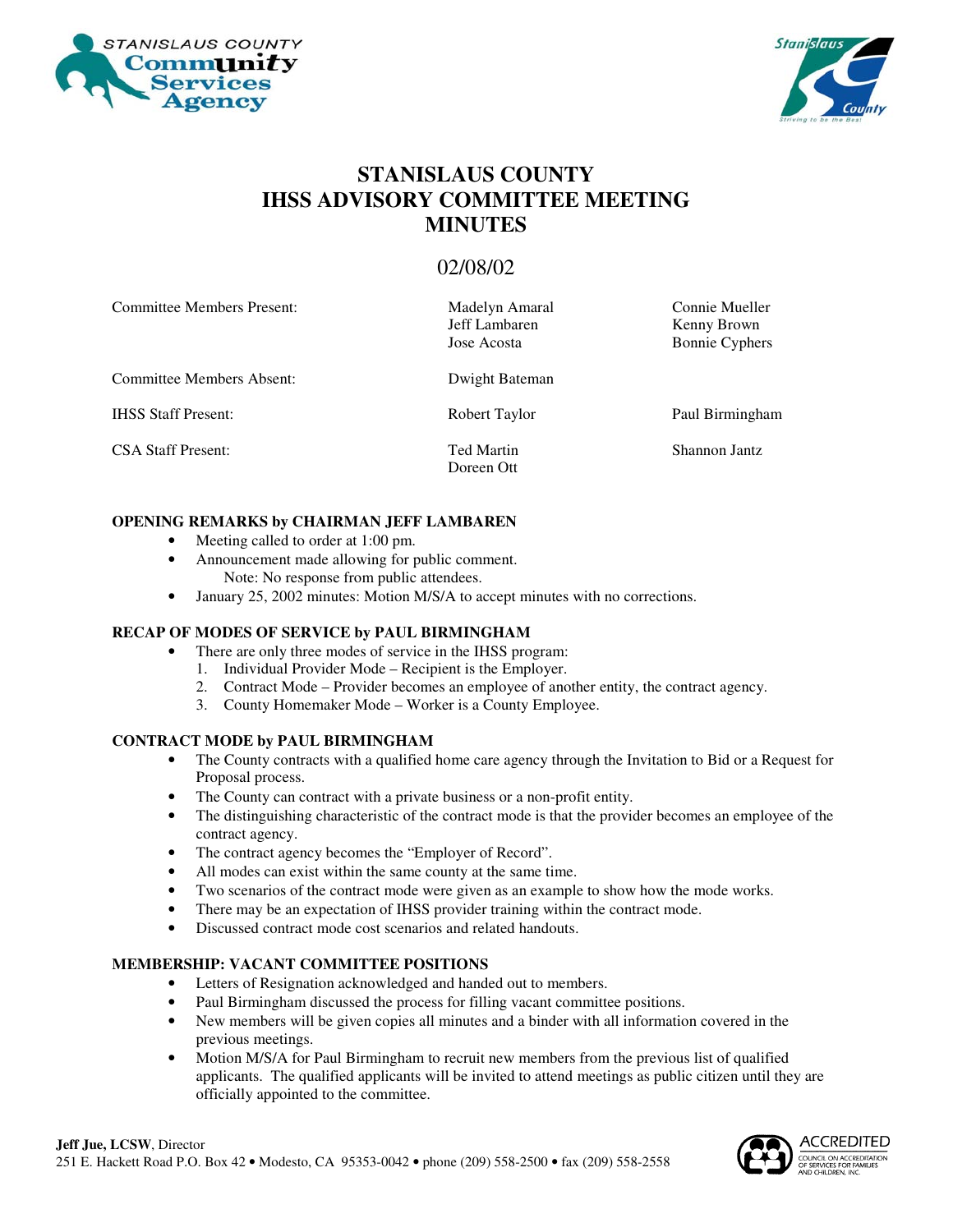STANISLAUS COUNTY Community Services Agency

# STANISLAUS COUNTY
# IHSS ADVISORY COMMITTEE MEETING
# MINUTES

## 02/08/02

| | | |
|---|---|---|
| Committee Members Present: | Madelyn Amaral<br>Jeff Lambaren<br>Jose Acosta | Connie Mueller<br>Kenny Brown<br>Bonnie Cyphers |
| Committee Members Absent: | Dwight Bateman | |
| IHSS Staff Present: | Robert Taylor | Paul Birmingham |
| CSA Staff Present: | Ted Martin<br>Doreen Ott | Shannon Jantz |

**OPENING REMARKS by CHAIRMAN JEFF LAMBAREN**

- Meeting called to order at 1:00 pm.
- Announcement made allowing for public comment.
  Note: No response from public attendees.
- January 25, 2002 minutes: Motion M/S/A to accept minutes with no corrections.

**RECAP OF MODES OF SERVICE by PAUL BIRMINGHAM**

- There are only three modes of service in the IHSS program:
  1. Individual Provider Mode – Recipient is the Employer.
  2. Contract Mode – Provider becomes an employee of another entity, the contract agency.
  3. County Homemaker Mode – Worker is a County Employee.

**CONTRACT MODE by PAUL BIRMINGHAM**

- The County contracts with a qualified home care agency through the Invitation to Bid or a Request for Proposal process.
- The County can contract with a private business or a non-profit entity.
- The distinguishing characteristic of the contract mode is that the provider becomes an employee of the contract agency.
- The contract agency becomes the "Employer of Record".
- All modes can exist within the same county at the same time.
- Two scenarios of the contract mode were given as an example to show how the mode works.
- There may be an expectation of IHSS provider training within the contract mode.
- Discussed contract mode cost scenarios and related handouts.

**MEMBERSHIP: VACANT COMMITTEE POSITIONS**

- Letters of Resignation acknowledged and handed out to members.
- Paul Birmingham discussed the process for filling vacant committee positions.
- New members will be given copies all minutes and a binder with all information covered in the previous meetings.
- Motion M/S/A for Paul Birmingham to recruit new members from the previous list of qualified applicants. The qualified applicants will be invited to attend meetings as public citizen until they are officially appointed to the committee.

**Jeff Jue, LCSW**, Director
251 E. Hackett Road P.O. Box 42 • Modesto, CA 95353-0042 • phone (209) 558-2500 • fax (209) 558-2558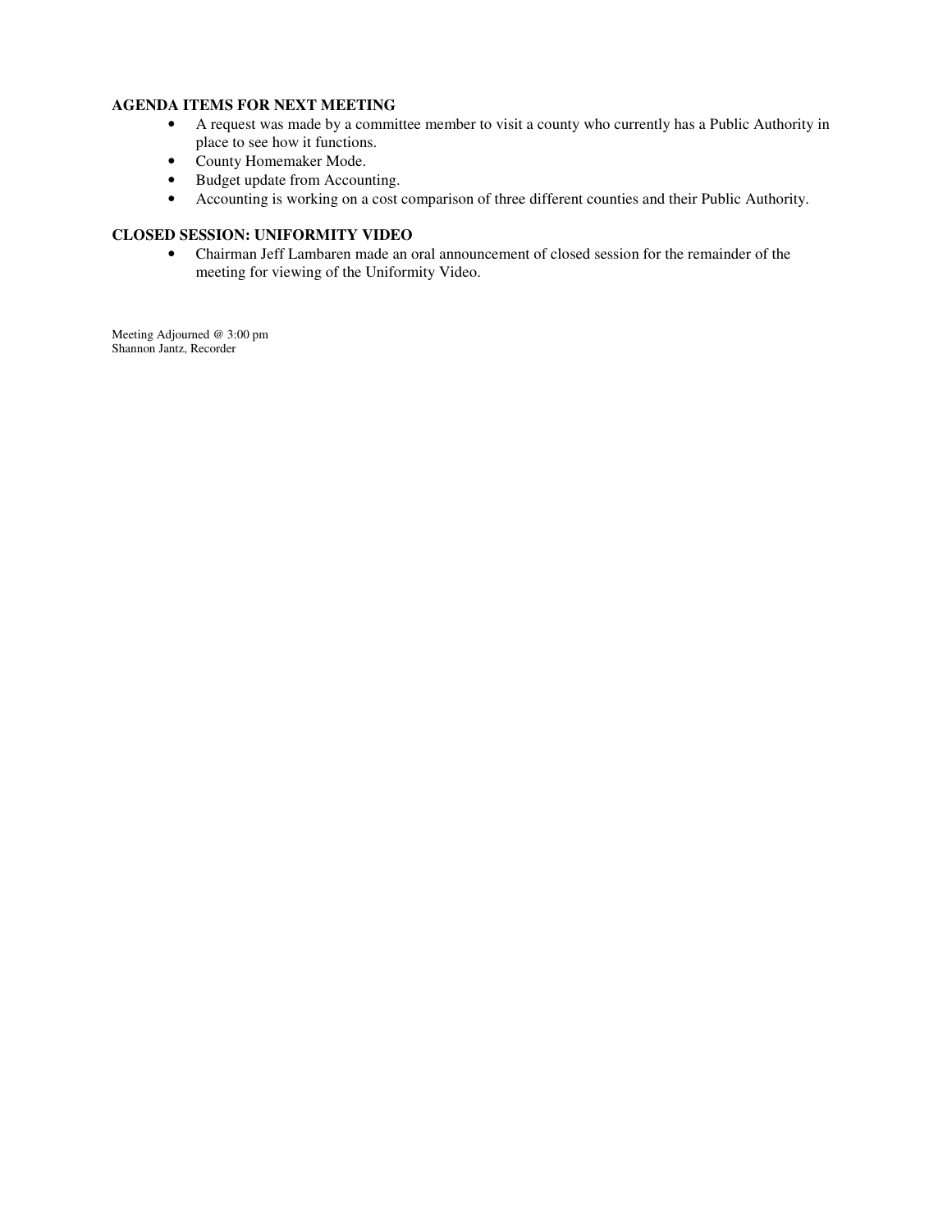**AGENDA ITEMS FOR NEXT MEETING**

- A request was made by a committee member to visit a county who currently has a Public Authority in place to see how it functions.
- County Homemaker Mode.
- Budget update from Accounting.
- Accounting is working on a cost comparison of three different counties and their Public Authority.

**CLOSED SESSION: UNIFORMITY VIDEO**

- Chairman Jeff Lambaren made an oral announcement of closed session for the remainder of the meeting for viewing of the Uniformity Video.

Meeting Adjourned @ 3:00 pm
Shannon Jantz, Recorder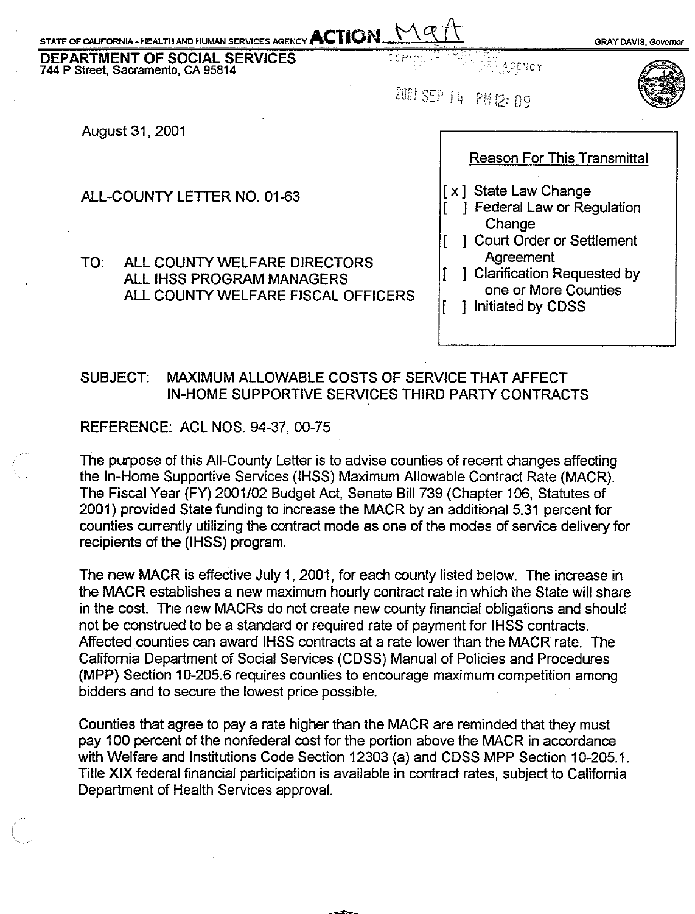STATE OF CALIFORNIA - HEALTH AND HUMAN SERVICES AGENCY **ACTION** Mqt

GRAY DAVIS, *Governor*

**DEPARTMENT OF SOCIAL SERVICES**
744 P Street, Sacramento, CA 95814

2001 SEP 14 PM 12: 09

August 31, 2001

ALL-COUNTY LETTER NO. 01-63

TO: ALL COUNTY WELFARE DIRECTORS
ALL IHSS PROGRAM MANAGERS
ALL COUNTY WELFARE FISCAL OFFICERS

Reason For This Transmittal

[x] State Law Change
[ ] Federal Law or Regulation Change
[ ] Court Order or Settlement Agreement
[ ] Clarification Requested by one or More Counties
[ ] Initiated by CDSS

SUBJECT: MAXIMUM ALLOWABLE COSTS OF SERVICE THAT AFFECT IN-HOME SUPPORTIVE SERVICES THIRD PARTY CONTRACTS

REFERENCE: ACL NOS. 94-37, 00-75

The purpose of this All-County Letter is to advise counties of recent changes affecting the In-Home Supportive Services (IHSS) Maximum Allowable Contract Rate (MACR). The Fiscal Year (FY) 2001/02 Budget Act, Senate Bill 739 (Chapter 106, Statutes of 2001) provided State funding to increase the MACR by an additional 5.31 percent for counties currently utilizing the contract mode as one of the modes of service delivery for recipients of the (IHSS) program.

The new MACR is effective July 1, 2001, for each county listed below. The increase in the MACR establishes a new maximum hourly contract rate in which the State will share in the cost. The new MACRs do not create new county financial obligations and should not be construed to be a standard or required rate of payment for IHSS contracts. Affected counties can award IHSS contracts at a rate lower than the MACR rate. The California Department of Social Services (CDSS) Manual of Policies and Procedures (MPP) Section 10-205.6 requires counties to encourage maximum competition among bidders and to secure the lowest price possible.

Counties that agree to pay a rate higher than the MACR are reminded that they must pay 100 percent of the nonfederal cost for the portion above the MACR in accordance with Welfare and Institutions Code Section 12303 (a) and CDSS MPP Section 10-205.1. Title XIX federal financial participation is available in contract rates, subject to California Department of Health Services approval.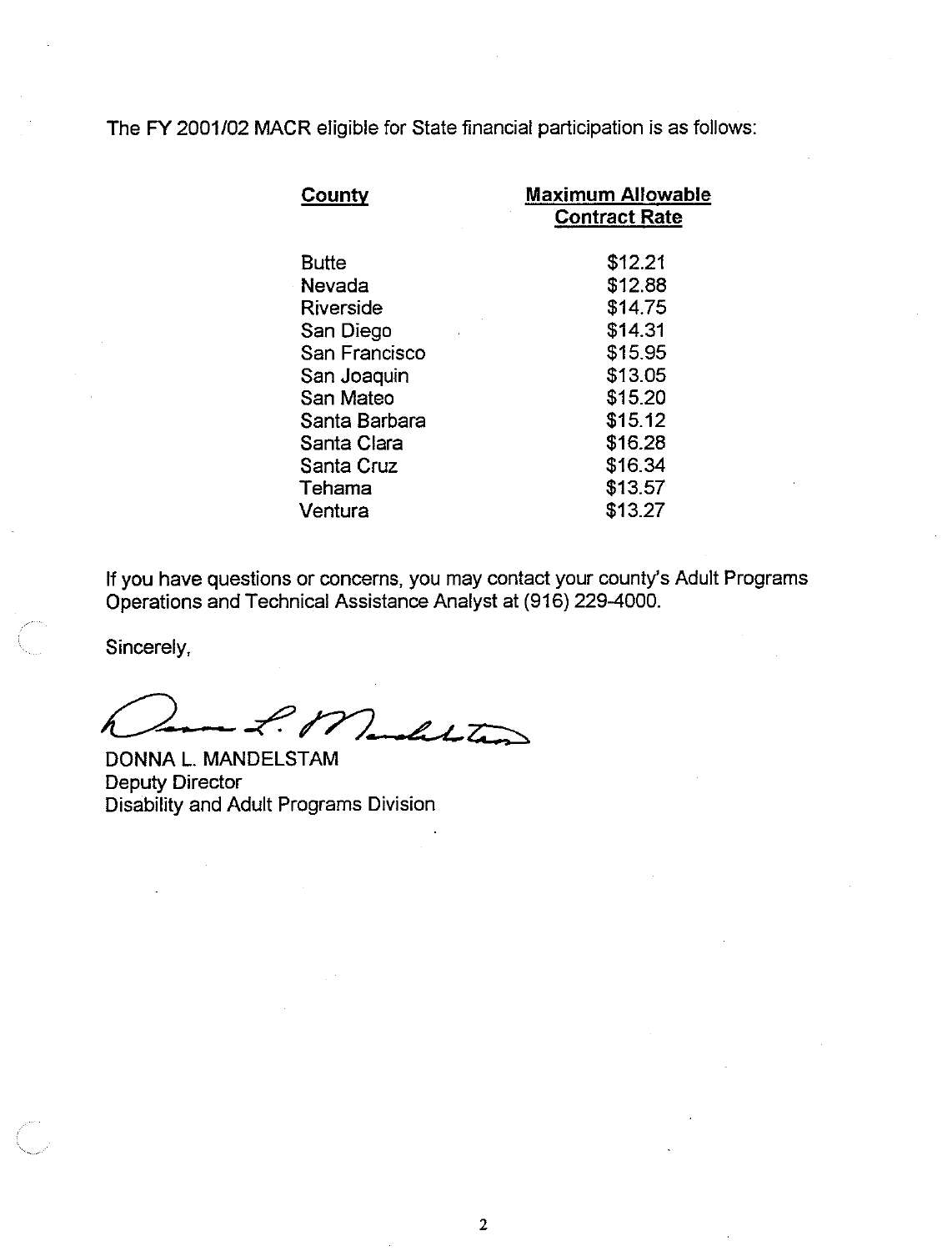The FY 2001/02 MACR eligible for State financial participation is as follows:

| County | Maximum Allowable Contract Rate |
|---|---|
| Butte | $12.21 |
| Nevada | $12.88 |
| Riverside | $14.75 |
| San Diego | $14.31 |
| San Francisco | $15.95 |
| San Joaquin | $13.05 |
| San Mateo | $15.20 |
| Santa Barbara | $15.12 |
| Santa Clara | $16.28 |
| Santa Cruz | $16.34 |
| Tehama | $13.57 |
| Ventura | $13.27 |

If you have questions or concerns, you may contact your county's Adult Programs Operations and Technical Assistance Analyst at (916) 229-4000.

Sincerely,

DONNA L. MANDELSTAM
Deputy Director
Disability and Adult Programs Division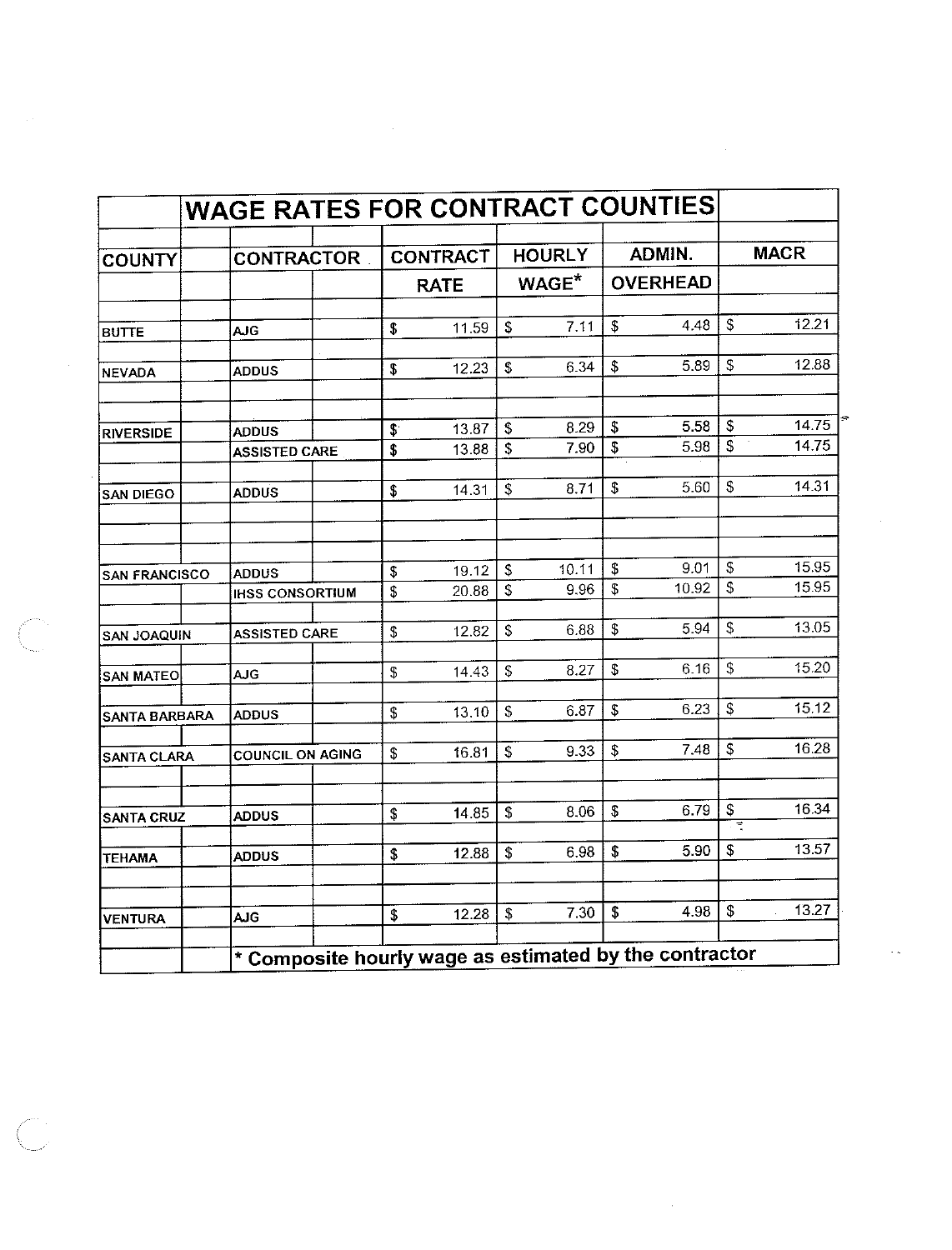# WAGE RATES FOR CONTRACT COUNTIES

| COUNTY | CONTRACTOR | CONTRACT RATE | HOURLY WAGE* | ADMIN. OVERHEAD | MACR |
|---|---|---|---|---|---|
| BUTTE | AJG | $ 11.59 | $ 7.11 | $ 4.48 | $ 12.21 |
| NEVADA | ADDUS | $ 12.23 | $ 6.34 | $ 5.89 | $ 12.88 |
| RIVERSIDE | ADDUS | $ 13.87 | $ 8.29 | $ 5.58 | $ 14.75 |
| | ASSISTED CARE | $ 13.88 | $ 7.90 | $ 5.98 | $ 14.75 |
| SAN DIEGO | ADDUS | $ 14.31 | $ 8.71 | $ 5.60 | $ 14.31 |
| SAN FRANCISCO | ADDUS | $ 19.12 | $ 10.11 | $ 9.01 | $ 15.95 |
| | IHSS CONSORTIUM | $ 20.88 | $ 9.96 | $ 10.92 | $ 15.95 |
| SAN JOAQUIN | ASSISTED CARE | $ 12.82 | $ 6.88 | $ 5.94 | $ 13.05 |
| SAN MATEO | AJG | $ 14.43 | $ 8.27 | $ 6.16 | $ 15.20 |
| SANTA BARBARA | ADDUS | $ 13.10 | $ 6.87 | $ 6.23 | $ 15.12 |
| SANTA CLARA | COUNCIL ON AGING | $ 16.81 | $ 9.33 | $ 7.48 | $ 16.28 |
| SANTA CRUZ | ADDUS | $ 14.85 | $ 8.06 | $ 6.79 | $ 16.34 |
| TEHAMA | ADDUS | $ 12.88 | $ 6.98 | $ 5.90 | $ 13.57 |
| VENTURA | AJG | $ 12.28 | $ 7.30 | $ 4.98 | $ 13.27 |

**\* Composite hourly wage as estimated by the contractor**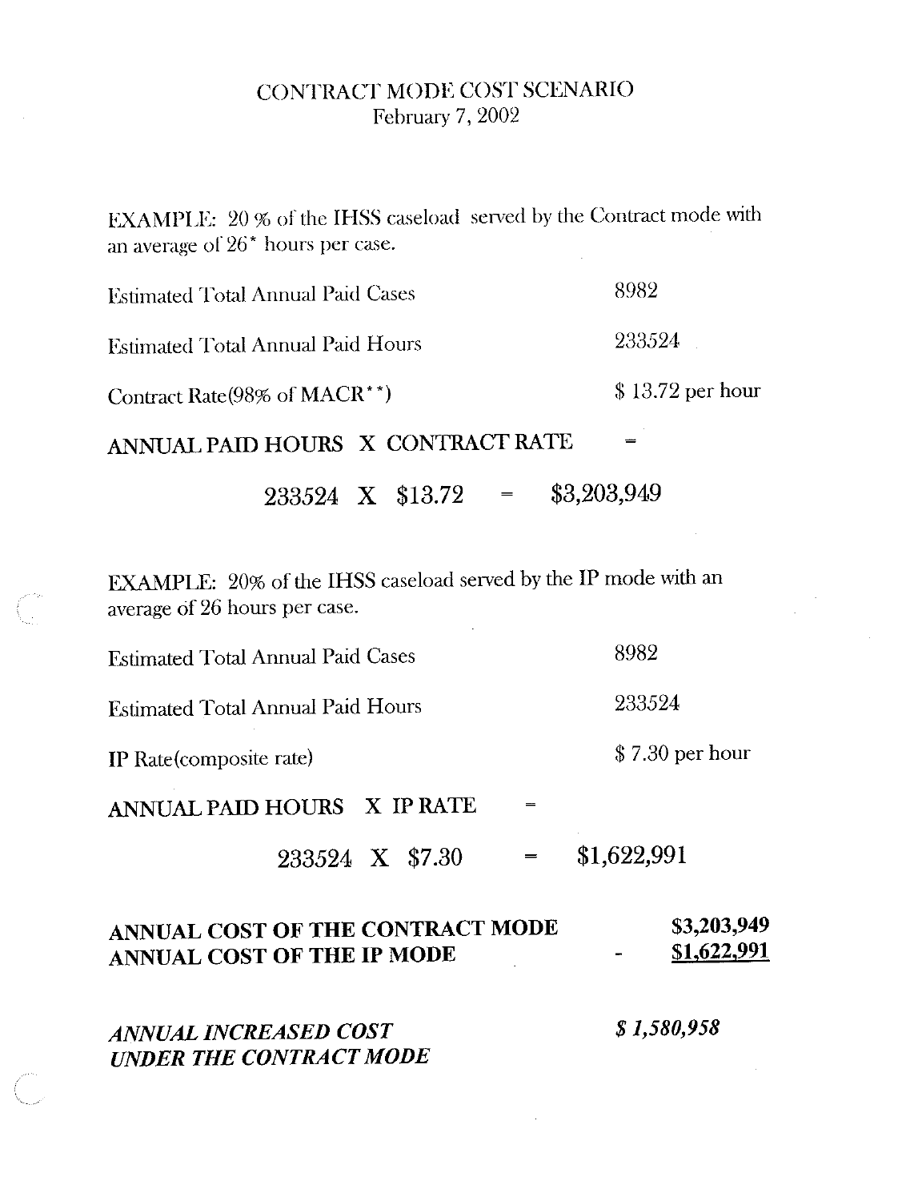# CONTRACT MODE COST SCENARIO

February 7, 2002

EXAMPLE: 20 % of the IHSS caseload served by the Contract mode with an average of 26* hours per case.

| | |
|---|---|
| Estimated Total Annual Paid Cases | 8982 |
| Estimated Total Annual Paid Hours | 233524 |
| Contract Rate(98% of MACR**) | $ 13.72 per hour |

**ANNUAL PAID HOURS X CONTRACT RATE =**

233524 X $13.72 = $3,203,949

EXAMPLE: 20% of the IHSS caseload served by the IP mode with an average of 26 hours per case.

| | |
|---|---|
| Estimated Total Annual Paid Cases | 8982 |
| Estimated Total Annual Paid Hours | 233524 |
| IP Rate(composite rate) | $ 7.30 per hour |

**ANNUAL PAID HOURS X IP RATE =**

233524 X $7.30 = $1,622,991

| | |
|---|---|
| **ANNUAL COST OF THE CONTRACT MODE** | **$3,203,949** |
| **ANNUAL COST OF THE IP MODE** | **- <u>$1,622,991</u>** |

| | |
|---|---|
| ***ANNUAL INCREASED COST UNDER THE CONTRACT MODE*** | ***$ 1,580,958*** |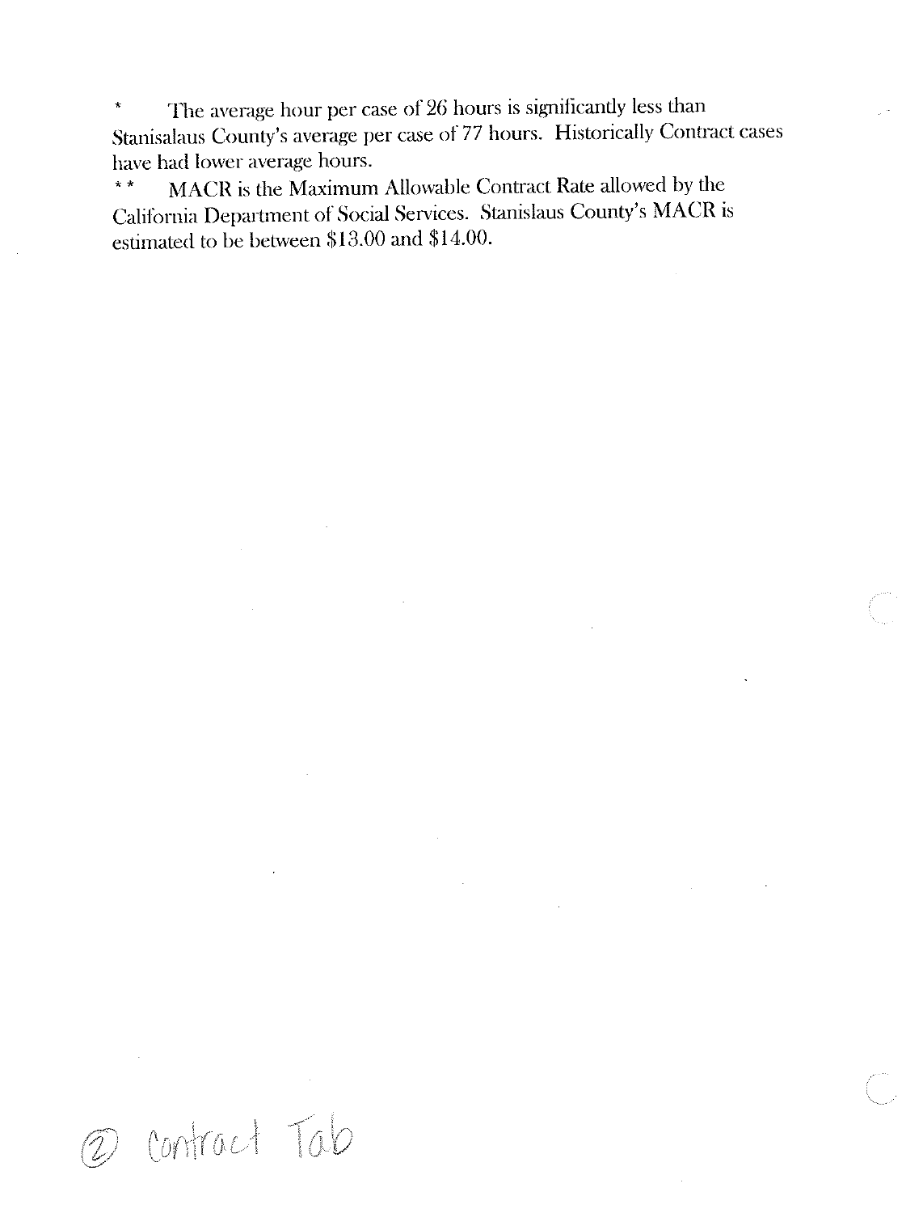\* The average hour per case of 26 hours is significantly less than Stanisalaus County's average per case of 77 hours. Historically Contract cases have had lower average hours.

\*\* MACR is the Maximum Allowable Contract Rate allowed by the California Department of Social Services. Stanislaus County's MACR is estimated to be between $13.00 and $14.00.

② Contract Tab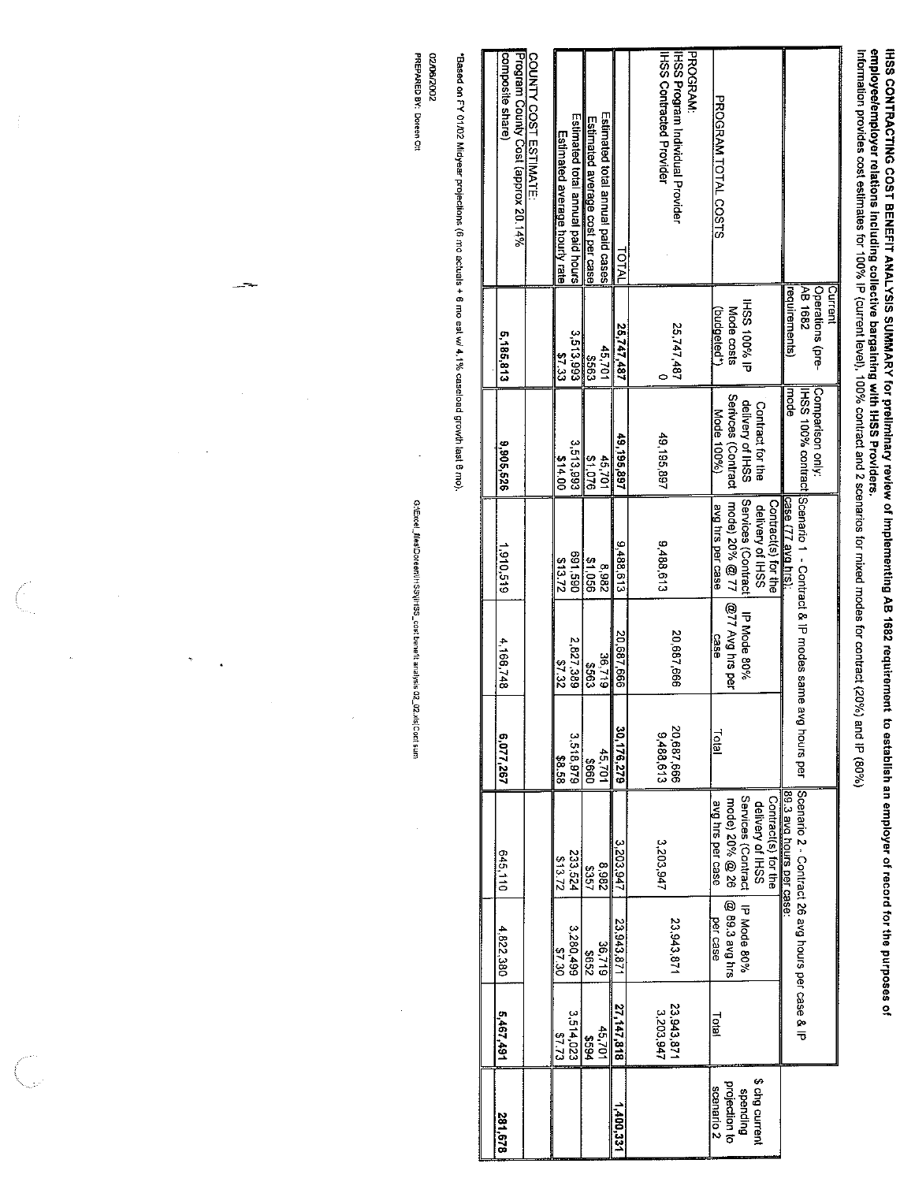**IHSS CONTRACTING COST BENEFIT ANALYSIS SUMMARY for preliminary review of implementing AB 1682 requirement to establish an employer of record for the purposes of employee/employer relations including collective bargaining with IHSS Providers.**

Information provides cost estimates for 100% IP (current level), 100% contract and 2 scenarios for mixed modes for contract (20%) and IP (80%)

| | Current Operations (pre-AB 1682 requirements) | Comparison only: IHSS 100% contract mode | Scenario 1 - Contract & IP modes same avg hours per case (77 avg hrs). | | | Scenario 2 - Contract 26 avg hours per case & IP 89.3 avg hours per case: | | | |
|---|---|---|---|---|---|---|---|---|---|
| PROGRAM TOTAL COSTS | IHSS 100% IP Mode costs (budgeted*) | Contract for the delivery of IHSS Services (Contract Mode 100%) | Contract(s) for the delivery of IHSS Services (Contract mode) 20% @ 77 avg hrs per case | IP Mode 80% @77 Avg hrs per case | Total | Contract(s) for the delivery of IHSS Services (Contract mode) 20% @ 26 avg hrs per case | IP Mode 80% @ 89.3 avg hrs per case | Total | $ chg current spending projection to scenario 2 |
| PROGRAM: | | | | | | | | | |
| IHSS Program Individual Provider | 25,747,487 | | | 20,687,666 | 20,687,666 | | 23,943,871 | 23,943,871 | |
| IHSS Contracted Provider | 0 | 49,195,897 | 9,488,613 | | 9,488,613 | 3,203,947 | | 3,203,947 | |
| TOTAL | 25,747,487 | 49,195,897 | 9,488,613 | 20,687,666 | 30,176,279 | 3,203,947 | 23,943,871 | 27,147,818 | 1,400,331 |
| Estimated total annual paid cases | 45,701 | 45,701 | 8,982 | 36,719 | 45,701 | 8,982 | 36,719 | 45,701 | |
| Estimated average cost per case | $563 | $1,076 | $1,056 | $563 | $660 | $357 | $652 | $594 | |
| Estimated total annual paid hours | 3,513,993 | 3,513,993 | 691,590 | 2,827,389 | 3,518,979 | 233,524 | 3,280,499 | 3,514,023 | |
| Estimated average hourly rate | $7.33 | $14.00 | $13.72 | $7.32 | $8.58 | $13.72 | $7.30 | $7.73 | |
| COUNTY COST ESTIMATE: | | | | | | | | | |
| Program County Cost (approx 20.14% composite share) | 5,185,813 | 9,905,526 | 1,910,519 | 4,166,748 | 6,077,267 | 645,110 | 4,822,380 | 5,467,491 | 281,678 |

*Based on FY 01/02 Midyear projections (6 mo actuals + 6 mo est w/ 4.1% caseload growth last 6 mo).

02/06/2002

PREPARED BY: Doreen Ott

G:\Excel_files\Doreen\IHSS\IHSS_cost benefit analysis 02_02.xls]Cont sum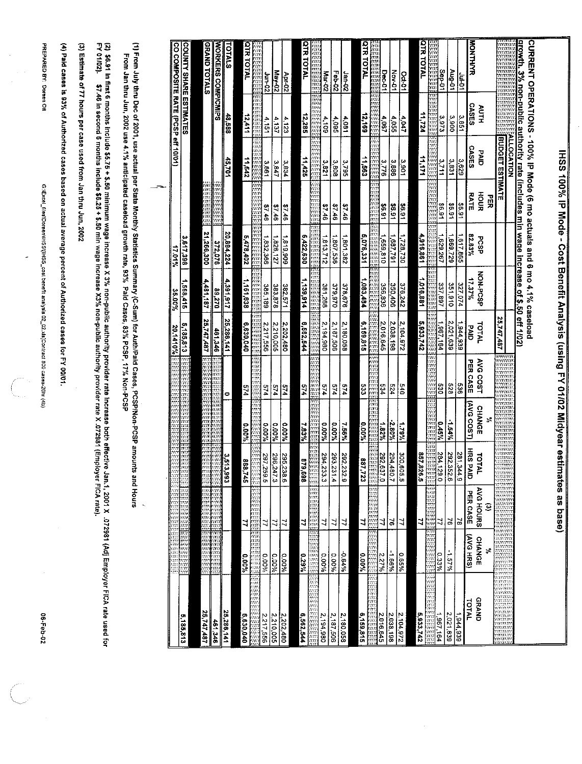# IHSS 100% IP Mode - Cost Benefit Analysis (using FY 01/02 Midyear estimates as base)

CURRENT OPERATIONS - 100% IP Mode (6 mo actuals and 6 mo 4.1% caseload growth, 3% non-public authority rate (includes min wage increase of $.50 eff 1/02)

| MONTH/YR | AUTH CASES | PAID CASES | PER HOUR RATE | PCSP 82.83% | NON-PCSP 17.37% | TOTAL PAID | AVG COST PER CASE | % CHANGE (AVG COST) | TOTAL HRS PAID | (3) AVG HOURS PER CASE | % CHANGE (AVG HRS) | GRAND TOTAL |
|---|---|---|---|---|---|---|---|---|---|---|---|---|
| ALLOCATION | | | | | | | | | | | | |
| BUDGET ESTIMATE | | | | | | 25,747,487 | | | | | | |
| Jul-01 | 3,851 | 3,629 | $6.91 | 1,617,865 | 327,074 | 1,944,939 | 536 | | 281,344.9 | 78 | | 1,944,939 |
| Aug-01 | 3,900 | 3,831 | $6.91 | 1,669,729 | 351,910 | 2,021,639 | 528 | -1.54% | 292,352.6 | 76 | -1.57% | 2,021,639 |
| Sep-01 | 3,973 | 3,711 | $6.91 | 1,629,267 | 337,897 | 1,967,164 | 530 | 0.45% | 284,129.0 | 77 | 0.33% | 1,967,164 |
| QTR TOTAL | 11,724 | 11,171 | | 4,916,861 | 1,016,881 | 5,933,742 | | | 857,826.5 | 77 | | 5,933,742 |
| Oct-01 | 4,047 | 3,901 | $6.91 | 1,728,730 | 376,242 | 2,104,972 | 540 | 1.79% | 300,605.5 | 77 | 0.65% | 2,104,972 |
| Nov-01 | 4,055 | 3,886 | $6.91 | 1,687,791 | 350,406 | 2,038,198 | 524 | -2.80% | 294,480.7 | 76 | -1.66% | 2,038,198 |
| Dec-01 | 4,067 | 3,776 | $6.91 | 1,659,810 | 356,836 | 2,016,645 | 534 | 1.82% | 292,637.0 | 77 | 2.27% | 2,016,645 |
| QTR TOTAL | 12,169 | 11,563 | | 5,076,331 | 1,083,484 | 6,159,815 | 533 | 0.00% | 887,723 | 77 | 0.00% | 6,159,815 |
| Jan-02 | 4,081 | 3,795 | $7.46 | 1,801,382 | 378,676 | 2,180,058 | 574 | 7.56% | 292,232.9 | 77 | -0.64% | 2,180,058 |
| Feb-02 | 4,095 | 3,808 | $7.46 | 1,807,536 | 379,970 | 2,187,506 | 574 | 0.00% | 293,231.4 | 77 | 0.00% | 2,187,506 |
| Mar-02 | 4,109 | 3,821 | $7.46 | 1,813,712 | 381,268 | 2,194,980 | 574 | 0.00% | 294,233.3 | 77 | 0.00% | 2,194,980 |
| QTR TOTAL | 12,285 | 11,425 | | 5,422,630 | 1,139,914 | 6,562,544 | 574 | 7.83% | 879,698 | 77 | 0.29% | 6,562,544 |
| Apr-02 | 4,123 | 3,834 | $7.46 | 1,819,909 | 382,571 | 2,202,480 | 574 | 0.00% | 295,238.6 | 77 | 0.00% | 2,202,480 |
| May-02 | 4,137 | 3,847 | $7.46 | 1,826,127 | 383,878 | 2,210,005 | 574 | 0.00% | 296,247.3 | 77 | 0.00% | 2,210,005 |
| Jun-02 | 4,151 | 3,861 | $7.46 | 1,832,366 | 385,189 | 2,217,556 | 574 | 0.00% | 297,259.5 | 77 | 0.00% | 2,217,556 |
| QTR TOTAL | 12,411 | 11,542 | | 5,478,402 | 1,151,638 | 6,630,040 | 574 | 0.00% | 888,745 | 77 | 0.00% | 6,630,040 |
| TOTALS | 48,588 | 45,701 | | 20,894,224 | 4,391,917 | 25,286,141 | 0 | | 3,513,993 | | | 25,286,141 |
| WORKERS COMP/CMIPS | | | | 372,076 | 89,270 | 461,346 | | | | | | 461,346 |
| GRAND TOTALS | | | | 21,266,300 | 4,481,187 | 25,747,487 | | | | | | 25,747,487 |
| COUNTY SHARE ESTIMATES | | | | 3,617,398 | 1,568,415 | 5,185,813 | | | | | | 5,185,813 |
| CO COMPOSITE RATE (PCSP eff 10/01) | | | | 17.01% | 35.00% | 20.141% | | | | | | |

(1) From July thru Dec of 2001, use actual per State Monthly Statistics Summary (C-Sum) for Auth/Paid Cases, PCSP/Non-PCSP amounts and Hours From Jan thru Jun, 2002 use 4.1% anticipated caseload growth rate, 93% Paid Cases, 83% PCSP, 17% Non-PCSP

(2) $6.91 in first 6 months include $5.75 + $.50 minimum wage increase X 3% non-public authority provider rate increase both effective Jan.1, 2001 X .072981 (Adj Employer FICA rate used for FY 01/02). $7.46 in second 6 months include $6.25 + $.50 min wage increase X3% non-public authority provider rate X .072981 (Employer FICA rate).

(3) Estimate of 77 hours per case used from Jan thru Jun, 2002

(4) Paid cases is 93% of Authorized cases based on actual average percent of Authorized cases for FY 00/01.

PREPARED BY: Doreen Ott

G:\Excel_files\Doreen\IHSS\IHSS_cost benefit analysis 02_02.xls]Contract BDD cases-20hr (4b)

06-Feb-02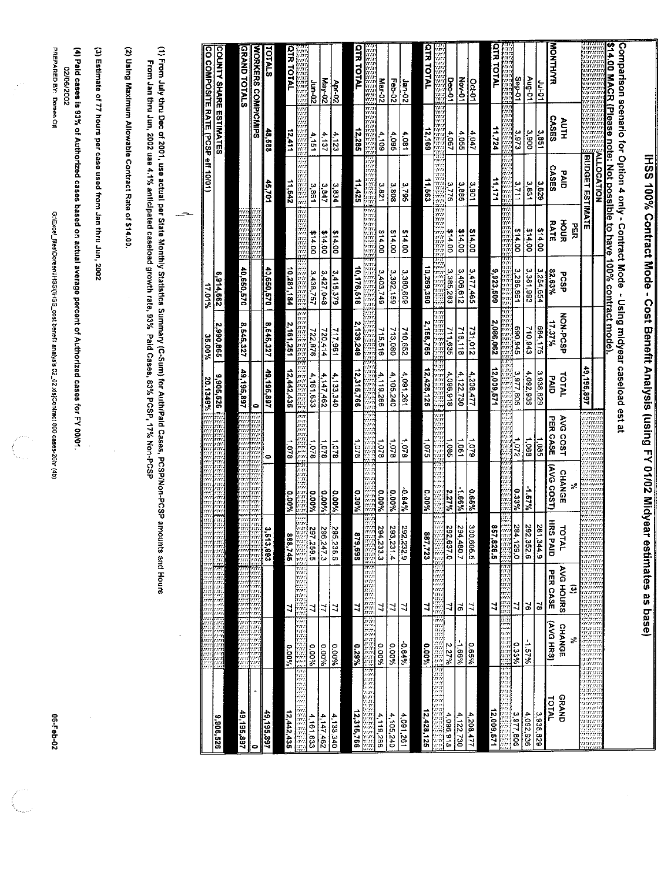# IHSS 100% Contract Mode - Cost Benefit Analysis (Using FY 01/02 Midyear estimates as base)

Comparison scenario for Option 4 only - Contract Mode - Using midyear caseload est at $14.00 MACR (Please note: Not possible to have 100% contract mode).

| MONTH/YR | AUTH CASES | PAID CASES | PER HOUR RATE | PCSP 82.63% | NON-PCSP 17.37% | TOTAL PAID | AVG COST PER CASE | % CHANGE (AVG COST) | TOTAL HRS PAID | (3) AVG HOURS PER CASE | % CHANGE (AVG HRS) | GRAND TOTAL |
|---|---|---|---|---|---|---|---|---|---|---|---|---|
| ALLOCATION | | | | | | 49,195,897 | | | | | | |
| BUDGET ESTIMATE | | | | | | | | | | | | |
| Jul-01 | 3,851 | 3,629 | $14.00 | 3,254,654 | 684,175 | 3,938,829 | 1,085 | | 281,344.9 | 78 | | 3,938,829 |
| Aug-01 | 3,900 | 3,631 | $14.00 | 3,381,993 | 710,943 | 4,092,936 | 1,068 | -1.57% | 292,352.6 | 76 | -1.57% | 4,092,936 |
| Sep-01 | 3,973 | 3,711 | $14.00 | 3,286,861 | 690,945 | 3,977,806 | 1,072 | 0.33% | 284,129.0 | 77 | 0.33% | 3,977,806 |
| QTR TOTAL | 11,724 | 11,171 | | 9,923,509 | 2,086,062 | 12,009,571 | | | 857,826.5 | 77 | | 12,009,571 |
| Oct-01 | 4,047 | 3,901 | $14.00 | 3,477,465 | 731,012 | 4,208,477 | 1,079 | 0.65% | 300,605.5 | 77 | 0.65% | 4,208,477 |
| Nov-01 | 4,055 | 3,886 | $14.00 | 3,406,612 | 716,118 | 4,122,730 | 1,061 | -1.66% | 294,480.7 | 76 | -1.66% | 4,122,730 |
| Dec-01 | 4,067 | 3,776 | $14.00 | 3,385,283 | 711,635 | 4,096,918 | 1,085 | 2.27% | 292,637.0 | 77 | 2.27% | 4,096,918 |
| QTR TOTAL | 12,169 | 11,563 | | 10,269,360 | 2,158,765 | 12,428,125 | 1,075 | 0.00% | 887,723 | 77 | 0.00% | 12,428,125 |
| Jan-02 | 4,081 | 3,795 | $14.00 | 3,380,609 | 710,652 | 4,091,261 | 1,078 | -0.64% | 292,232.9 | 77 | -0.64% | 4,091,261 |
| Feb-02 | 4,095 | 3,808 | $14.00 | 3,392,159 | 713,080 | 4,105,240 | 1,078 | 0.00% | 293,231.4 | 77 | 0.00% | 4,105,240 |
| Mar-02 | 4,109 | 3,821 | $14.00 | 3,403,749 | 715,516 | 4,119,266 | 1,078 | 0.00% | 294,233.3 | 77 | 0.00% | 4,119,266 |
| QTR TOTAL | 12,285 | 11,425 | | 10,176,518 | 2,139,249 | 12,315,766 | 1,078 | 0.30% | 879,698 | 77 | 0.29% | 12,315,766 |
| Apr-02 | 4,123 | 3,834 | $14.00 | 3,415,379 | 717,961 | 4,133,340 | 1,078 | 0.00% | 295,238.6 | 77 | 0.00% | 4,133,340 |
| May-02 | 4,137 | 3,847 | $14.00 | 3,427,048 | 720,414 | 4,147,462 | 1,078 | 0.00% | 296,247.3 | 77 | 0.00% | 4,147,462 |
| Jun-02 | 4,151 | 3,861 | $14.00 | 3,438,757 | 722,876 | 4,161,633 | 1,078 | 0.00% | 297,259.5 | 77 | 0.00% | 4,161,633 |
| QTR TOTAL | 12,411 | 11,542 | | 10,281,184 | 2,161,251 | 12,442,435 | 1,078 | 0.00% | 888,745 | 77 | 0.00% | 12,442,435 |
| TOTALS | 48,588 | 45,701 | | 40,650,570 | 8,545,327 | 49,195,897 | 0 | | 3,513,993 | | | 49,195,897 |
| WORKERS COMP/CMIPS | | | | | | 0 | | | | | | 0 |
| GRAND TOTALS | | | | 40,650,570 | 8,545,327 | 49,195,897 | | | | | | 49,195,897 |
| COUNTY SHARE ESTIMATES | | | | 6,914,662 | 2,990,865 | 9,905,526 | | | | | | 9,905,526 |
| CO COMPOSITE RATE (PCSP eff 10/01) | | | | 17.01% | 35.00% | 20.1349% | | | | | | |

(1) From July thru Dec of 2001, use actual per State Monthly Statistics Summary (C-Sum) for Auth/Paid Cases, PCSP/Non-PCSP amounts and Hours
From Jan thru Jun, 2002 use 4.1% anticipated caseload growth rate, 93% Paid Cases, 83% PCSP, 17% Non-PCSP

(2) Using Maximum Allowable Contract Rate of $14.00.

(3) Estimate of 77 hours per case used from Jan thru Jun, 2002

(4) Paid cases is 93% of Authorized cases based on actual average percent of Authorized cases for FY 00/01.

02/06/2002

PREPARED BY: Doreen Ott

G:\Excel_files\Doreen\IHSS\[IHSS_cost benefit analysis 02_02.xls]Contract 600 cases-26or (4b)

06-Feb-02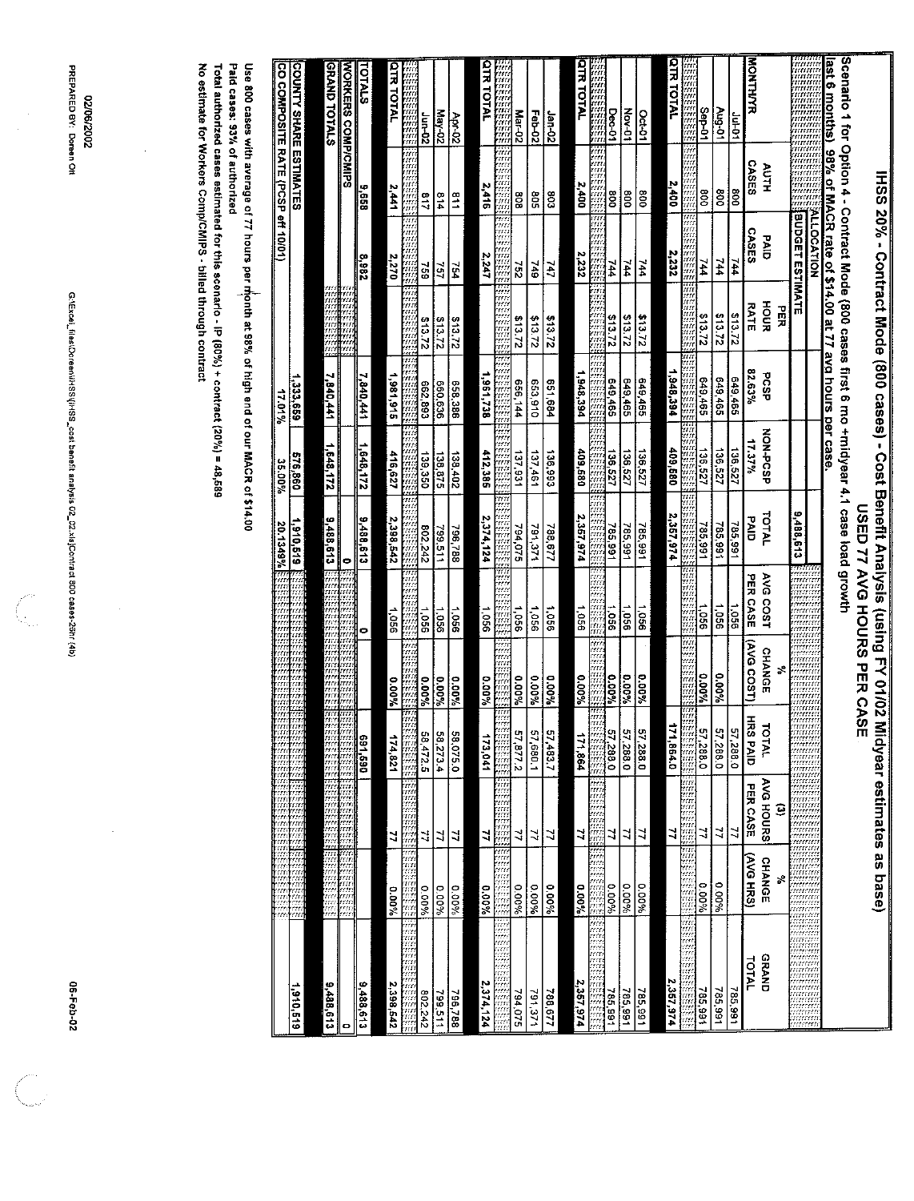# IHSS 20% - Contract Mode (800 cases) - Cost Benefit Analysis (using FY 01/02 Midyear estimates as base)

## USED 77 AVG HOURS PER CASE

Scenario 1 for Option 4 - Contract Mode (800 cases first 6 mo +midyear 4.1 case load growth last 6 months) 98% of MACR rate of $14.00 at 77 avg hours per case.

| MONTH/YR | AUTH CASES | PAID CASES | PER HOUR RATE | PCSP 82.63% | NON-PCSP 17.37% | TOTAL PAID | AVG COST PER CASE | % CHANGE (AVG COST) | TOTAL HRS PAID | (3) AVG HOURS PER CASE | % CHANGE (AVG HRS) | GRAND TOTAL |
|---|---|---|---|---|---|---|---|---|---|---|---|---|
| | ALLOCATION | | | | | | | | | | | |
| | BUDGET ESTIMATE | | | | | 9,488,613 | | | | | | |
| Jul-01 | 800 | 744 | $13.72 | 649,465 | 136,527 | 785,991 | 1,056 | | 57,288.0 | 77 | | 785,991 |
| Aug-01 | 800 | 744 | $13.72 | 649,465 | 136,527 | 785,991 | 1,056 | 0.00% | 57,288.0 | 77 | 0.00% | 785,991 |
| Sep-01 | 800 | 744 | $13.72 | 649,465 | 136,527 | 785,991 | 1,056 | 0.00% | 57,288.0 | 77 | 0.00% | 785,991 |
| QTR TOTAL | 2,400 | 2,232 | | 1,948,394 | 409,580 | 2,357,974 | | | 171,864.0 | 77 | | 2,357,974 |
| Oct-01 | 800 | 744 | $13.72 | 649,465 | 136,527 | 785,991 | 1,056 | 0.00% | 57,288.0 | 77 | 0.00% | 785,991 |
| Nov-01 | 800 | 744 | $13.72 | 649,465 | 136,527 | 785,991 | 1,056 | 0.00% | 57,288.0 | 77 | 0.00% | 785,991 |
| Dec-01 | 800 | 744 | $13.72 | 649,465 | 136,527 | 785,991 | 1,056 | 0.00% | 57,288.0 | 77 | 0.00% | 785,991 |
| QTR TOTAL | 2,400 | 2,232 | | 1,948,394 | 409,580 | 2,357,974 | 1,056 | 0.00% | 171,864 | 77 | 0.00% | 2,357,974 |
| Jan-02 | 803 | 747 | $13.72 | 651,684 | 136,993 | 788,677 | 1,056 | 0.00% | 57,483.7 | 77 | 0.00% | 788,677 |
| Feb-02 | 805 | 749 | $13.72 | 653,910 | 137,461 | 791,371 | 1,056 | 0.00% | 57,680.1 | 77 | 0.00% | 791,371 |
| Mar-02 | 808 | 752 | $13.72 | 656,144 | 137,931 | 794,075 | 1,056 | 0.00% | 57,877.2 | 77 | 0.00% | 794,075 |
| QTR TOTAL | 2,416 | 2,247 | | 1,961,738 | 412,386 | 2,374,124 | 1,056 | 0.00% | 173,041 | 77 | 0.00% | 2,374,124 |
| Apr-02 | 811 | 754 | $13.72 | 658,386 | 138,402 | 796,788 | 1,056 | 0.00% | 58,075.0 | 77 | 0.00% | 796,788 |
| May-02 | 814 | 757 | $13.72 | 660,636 | 138,875 | 799,511 | 1,056 | 0.00% | 58,273.4 | 77 | 0.00% | 799,511 |
| Jun-02 | 817 | 759 | $13.72 | 662,893 | 139,350 | 802,242 | 1,056 | 0.00% | 58,472.5 | 77 | 0.00% | 802,242 |
| QTR TOTAL | 2,441 | 2,270 | | 1,981,915 | 416,627 | 2,398,542 | 1,056 | 0.00% | 174,821 | 77 | 0.00% | 2,398,542 |
| TOTALS | 9,658 | 8,982 | | 7,840,441 | 1,648,172 | 9,488,613 | 0 | | 691,590 | | | 9,488,613 |
| WORKERS COMP/CMIPS | | | | | | 0 | | | | | | 0 |
| GRAND TOTALS | | | | 7,840,441 | 1,648,172 | 9,488,613 | | | | | | 9,488,613 |
| COUNTY SHARE ESTIMATES | | | | 1,333,659 | 576,860 | 1,910,519 | | | | | | 1,910,519 |
| CO COMPOSITE RATE (PCSP eff 10/01) | | | | 17.01% | 35.00% | 20.1349% | | | | | | |

Use 800 cases with average of 77 hours per month at 98% of high end of our MACR of $14.00

Paid cases: 93% of authorized

Total authorized cases estimated for this scenario - IP (80%) + contract (20%) = 48,689

No estimate for Workers Comp/CMIPS - billed through contract

02/06/2002

PREPARED BY: Doreen Ott

G:\Excel_files\Doreen\IHSS\[IHSS_cost benefit analysis 02_02.xls]Contract 800 cases-29hr (4b)

06-Feb-02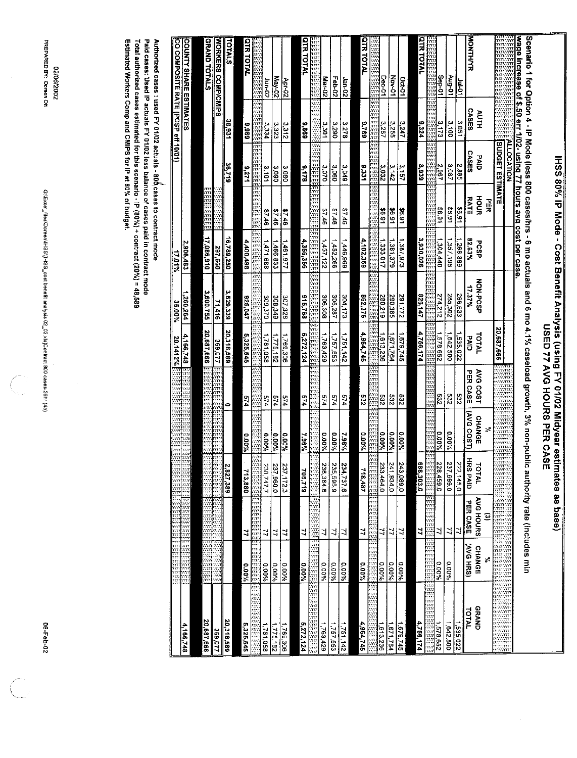# IHSS 80% IP Mode - Cost Benefit Analysis (using FY 01/02 Midyear estimates as base)

## USED 77 AVG HOURS PER CASE

**Scenario 1 for Option 4 - IP Mode (less 800 cases/hrs - 6 mo actuals and 6 mo 4.1% caseload growth, 3% non-public authority rate (includes min wage increase of $.50 eff 1/02, using 77 hours avg cost per case.**

| MONTH/YR | AUTH CASES | PAID CASES | PER HOUR RATE | PCSP 82.63% | NON-PCSP 17.37% | TOTAL PAID | AVG COST PER CASE | % CHANGE (AVG COST) | TOTAL HRS PAID | (3) AVG HOURS PER CASE | % CHANGE (AVG HRS) | GRAND TOTAL |
|---|---|---|---|---|---|---|---|---|---|---|---|---|
| ALLOCATION | | | | | | | | | | | | |
| BUDGET ESTIMATE | | | | | | 20,687,666 | | | | | | |
| Jul-01 | 3,051 | 2,885 | $6.91 | 1,268,389 | 266,633 | 1,535,022 | 532 | | 222,145.0 | 77 | | 1,535,022 |
| Aug-01 | 3,100 | 3,087 | $6.91 | 1,357,198 | 285,302 | 1,642,500 | 532 | 0.00% | 237,699.0 | 77 | 0.00% | 1,642,500 |
| Sep-01 | 3,173 | 2,967 | $6.91 | 1,304,440 | 274,212 | 1,578,652 | 532 | 0.00% | 228,459.0 | 77 | 0.00% | 1,578,652 |
| QTR TOTAL | 9,324 | 8,939 | | 3,930,026 | 825,147 | 4,756,174 | | | 688,303.0 | 77 | | 4,756,174 |
| Oct-01 | 3,247 | 3,157 | $6.91 | 1,387,973 | 291,772 | 1,679,745 | 532 | 0.00% | 243,089.0 | 77 | 0.00% | 1,679,745 |
| Nov-01 | 3,255 | 3,142 | $6.91 | 1,381,379 | 290,385 | 1,671,764 | 532 | 0.00% | 241,934.0 | 77 | 0.00% | 1,671,764 |
| Dec-01 | 3,267 | 3,032 | $6.91 | 1,333,017 | 280,219 | 1,613,236 | 532 | 0.00% | 233,464.0 | 77 | 0.00% | 1,613,236 |
| QTR TOTAL | 9,769 | 9,331 | | 4,102,369 | 862,376 | 4,964,745 | 532 | 0.00% | 718,487 | 77 | 0.00% | 4,964,745 |
| Jan-02 | 3,278 | 3,049 | $7.46 | 1,446,969 | 304,173 | 1,751,142 | 574 | 7.96% | 234,737.6 | 77 | 0.00% | 1,751,142 |
| Feb-02 | 3,290 | 3,060 | $7.46 | 1,452,266 | 305,287 | 1,757,553 | 574 | 0.00% | 235,596.9 | 77 | 0.00% | 1,757,553 |
| Mar-02 | 3,301 | 3,070 | $7.46 | 1,457,122 | 306,308 | 1,763,429 | 574 | 0.00% | 236,384.6 | 77 | 0.00% | 1,763,429 |
| QTR TOTAL | 9,869 | 9,178 | | 4,356,356 | 915,768 | 5,272,124 | 574 | 7.96% | 706,719 | 77 | 0.00% | 5,272,124 |
| Apr-02 | 3,312 | 3,080 | $7.46 | 1,461,977 | 307,328 | 1,769,306 | 574 | 0.00% | 237,172.3 | 77 | 0.00% | 1,769,306 |
| May-02 | 3,323 | 3,090 | $7.46 | 1,466,833 | 308,349 | 1,775,182 | 574 | 0.00% | 237,960.0 | 77 | 0.00% | 1,775,182 |
| Jun-02 | 3,334 | 3,101 | $7.46 | 1,471,688 | 309,370 | 1,781,058 | 574 | 0.00% | 238,747.7 | 77 | 0.00% | 1,781,058 |
| QTR TOTAL | 9,969 | 9,271 | | 4,400,498 | 925,047 | 5,325,545 | 574 | 0.00% | 713,880 | 77 | 0.00% | 5,325,545 |
| TOTALS | 38,931 | 36,719 | | 16,789,250 | 3,529,339 | 20,318,589 | 0 | | 2,827,389 | | | 20,318,589 |
| WORKERS COMP/CMIPS | | | | 297,660 | 71,416 | 369,077 | | | | | | 369,077 |
| GRAND TOTALS | | | | 17,086,910 | 3,600,755 | 20,687,666 | | | | | | 20,687,666 |
| COUNTY SHARE ESTIMATES | | | | 2,906,483 | 1,260,264 | 4,166,748 | | | | | | 4,166,748 |
| CO COMPOSITE RATE (PCSP eff 10/01) | | | | 17.01% | 35.00% | 20.1412% | | | | | | |

Authorized cases : used FY 01/02 actuals - 800 cases to contract mode

Paid cases: Used IP actuals FY 01/02 less balance of cases paid in contract mode

Total authorized cases estimated for this scenario - IP (80%) + contract (20%) = 48,589

Estimated Workers Comp and CMIPS for IP at 80% of budget.

02/06/2002

PREPARED BY: Doreen Ott

G:\Excel_files\Doreen\IHSS\[IHSS_cost benefit analysis 02_02.xls]Contract 800 cases-29hr (4b)

06-Feb-02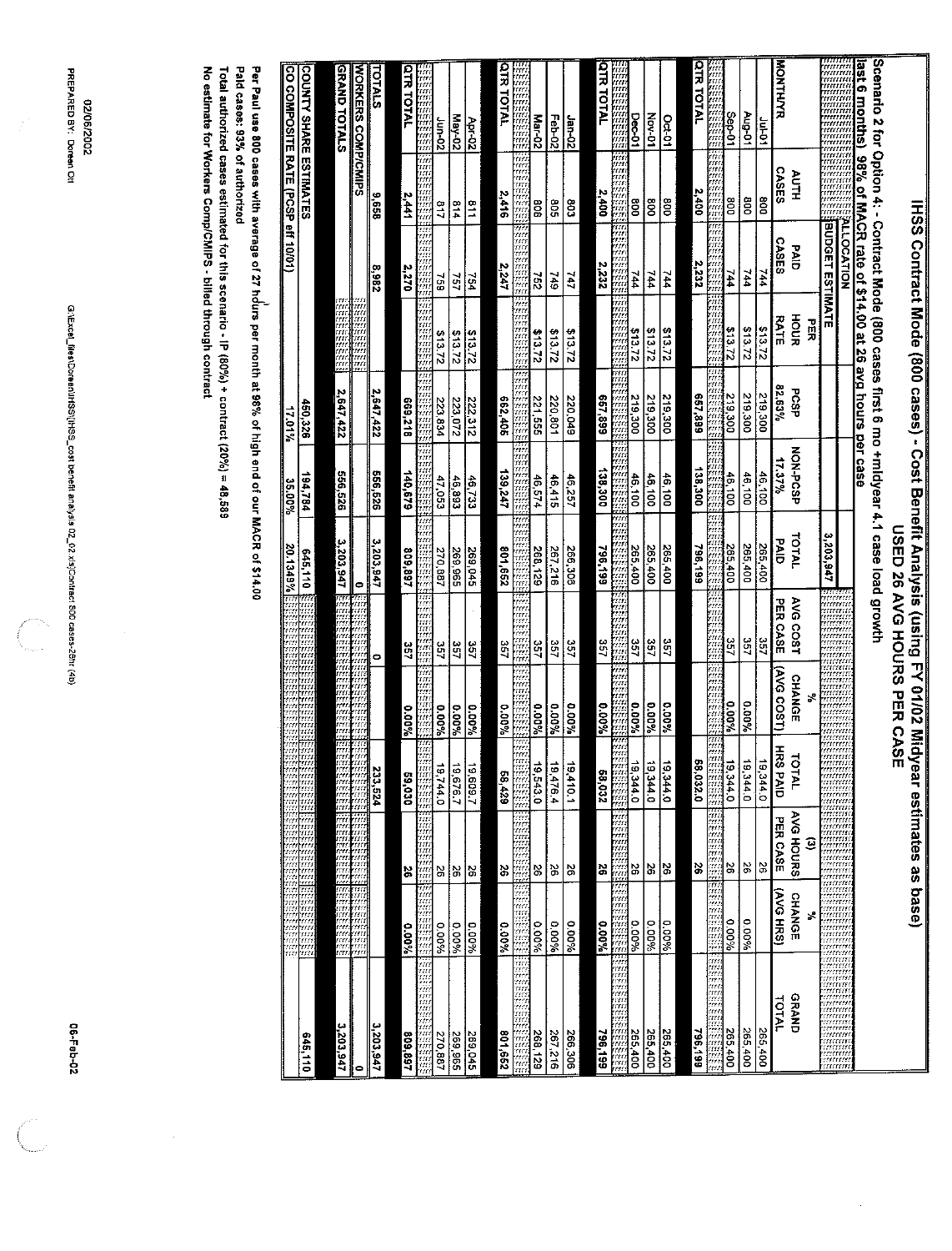# IHSS Contract Mode (800 cases) - Cost Benefit Analysis (using FY 01/02 Midyear estimates as base)

## USED 26 AVG HOURS PER CASE

**Scenario 2 for Option 4: - Contract Mode (800 cases first 6 mo +midyear 4.1 case load growth last 6 months) 98% of MACR rate of $14.00 at 26 avg hours per case**

| | | | ALLOCATION | | | | | | | | | |
|---|---|---|---|---|---|---|---|---|---|---|---|---|
| | | BUDGET ESTIMATE | | | | 3,203,947 | | | | | | |
| MONTH/YR | AUTH CASES | PAID CASES | PER HOUR RATE | PCSP 82.63% | NON-PCSP 17.37% | TOTAL PAID | AVG COST PER CASE | % CHANGE (AVG COST) | TOTAL HRS PAID | (3) AVG HOURS PER CASE | % CHANGE (AVG HRS) | GRAND TOTAL |
| Jul-01 | 800 | 744 | $13.72 | 219,300 | 46,100 | 265,400 | 357 | | 19,344.0 | 26 | 0.00% | 265,400 |
| Aug-01 | 800 | 744 | $13.72 | 219,300 | 46,100 | 265,400 | 357 | 0.00% | 19,344.0 | 26 | 0.00% | 265,400 |
| Sep-01 | 800 | 744 | $13.72 | 219,300 | 46,100 | 265,400 | 357 | 0.00% | 19,344.0 | 26 | 0.00% | 265,400 |
| QTR TOTAL | 2,400 | 2,232 | | 657,899 | 138,300 | 796,199 | | | 58,032.0 | 26 | | 796,199 |
| Oct-01 | 800 | 744 | $13.72 | 219,300 | 46,100 | 265,400 | 357 | 0.00% | 19,344.0 | 26 | 0.00% | 265,400 |
| Nov-01 | 800 | 744 | $13.72 | 219,300 | 46,100 | 265,400 | 357 | 0.00% | 19,344.0 | 26 | 0.00% | 265,400 |
| Dec-01 | 800 | 744 | $13.72 | 219,300 | 46,100 | 265,400 | 357 | 0.00% | 19,344.0 | 26 | 0.00% | 265,400 |
| QTR TOTAL | 2,400 | 2,232 | | 657,899 | 138,300 | 796,199 | 357 | 0.00% | 58,032 | 26 | 0.00% | 796,199 |
| Jan-02 | 803 | 747 | $13.72 | 220,049 | 46,257 | 266,306 | 357 | 0.00% | 19,410.1 | 26 | 0.00% | 266,306 |
| Feb-02 | 805 | 749 | $13.72 | 220,801 | 46,415 | 267,216 | 357 | 0.00% | 19,476.4 | 26 | 0.00% | 267,216 |
| Mar-02 | 808 | 752 | $13.72 | 221,555 | 46,574 | 268,129 | 357 | 0.00% | 19,543.0 | 26 | 0.00% | 268,129 |
| QTR TOTAL | 2,416 | 2,247 | | 662,406 | 139,247 | 801,652 | 357 | 0.00% | 58,429 | 26 | 0.00% | 801,652 |
| Apr-02 | 811 | 754 | $13.72 | 222,312 | 46,733 | 269,045 | 357 | 0.00% | 19,609.7 | 26 | 0.00% | 269,045 |
| May-02 | 814 | 757 | $13.72 | 223,072 | 46,893 | 269,965 | 357 | 0.00% | 19,676.7 | 26 | 0.00% | 269,965 |
| Jun-02 | 817 | 759 | $13.72 | 223,834 | 47,053 | 270,887 | 357 | 0.00% | 19,744.0 | 26 | 0.00% | 270,887 |
| QTR TOTAL | 2,441 | 2,270 | | 669,218 | 140,679 | 809,897 | 357 | 0.00% | 59,030 | 26 | 0.00% | 809,897 |
| TOTALS | 9,658 | 8,982 | | 2,647,422 | 556,526 | 3,203,947 | 0 | | 233,524 | | | 3,203,947 |
| WORKERS COMP/CMIPS | | | | | | 0 | | | | | | 0 |
| GRAND TOTALS | | | | 2,647,422 | 556,526 | 3,203,947 | | | | | | 3,203,947 |
| COUNTY SHARE ESTIMATES | | | | 450,326 | 194,784 | 645,110 | | | | | | 645,110 |
| CO COMPOSITE RATE (PCSP eff 10/01) | | | | 17.01% | 35.00% | 20.1349% | | | | | | |

Per Paul use 800 cases with average of 27 hours per month at 98% of high end of our MACR of $14.00

Paid cases: 93% of authorized

Total authorized cases estimated for this scenario - IP (80%) + contract (20%) = 48,589

No estimate for Workers Comp/CMIPS - billed through contract

02/06/2002

PREPARED BY: Doreen Ott

G:\Excel_files\Doreen\IHSS\[IHSS_cost benefit analysis 02_02.xls]Contract 800 cases-26hr (4b)

06-Feb-02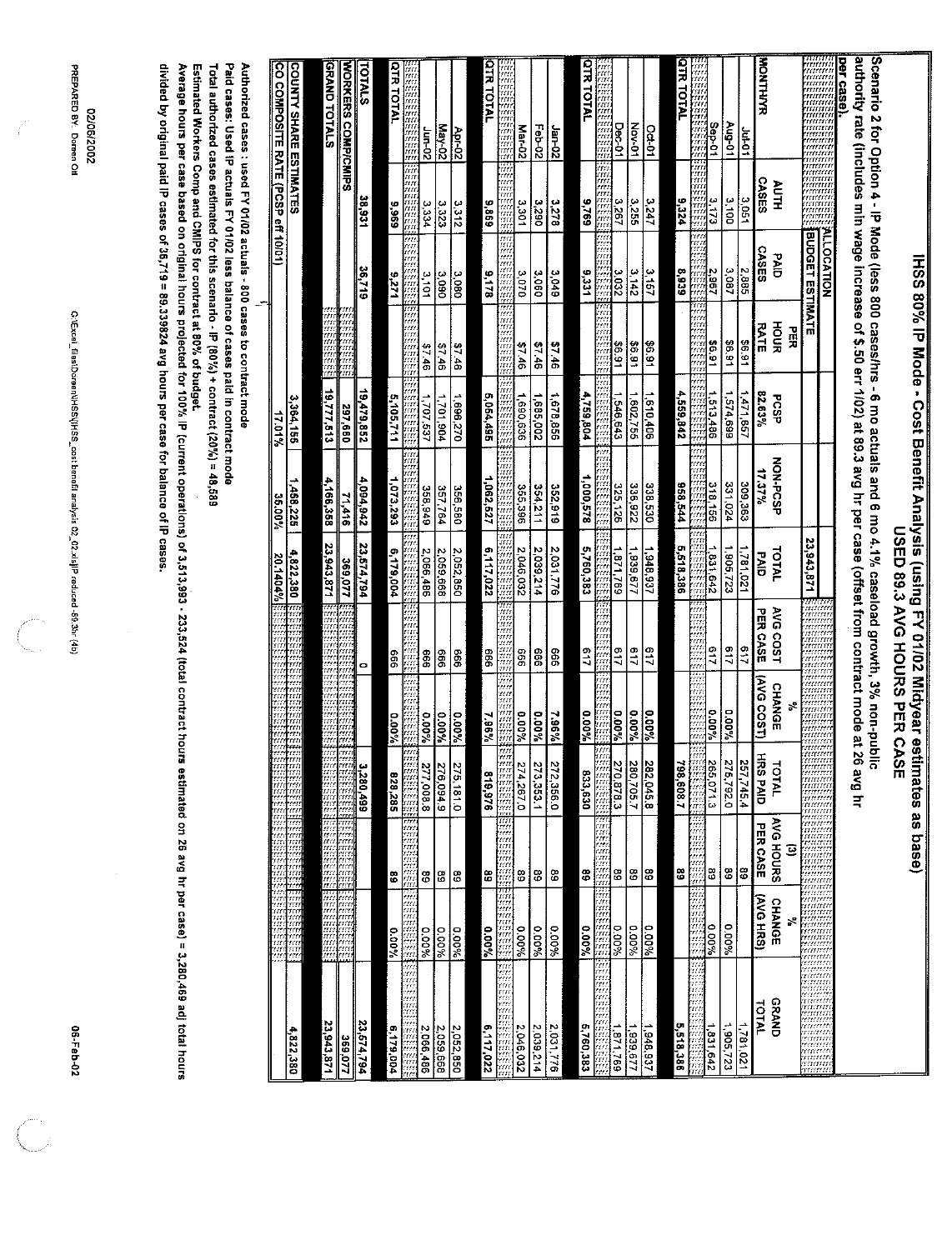# IHSS 80% IP Mode - Cost Benefit Analysis (using FY 01/02 Midyear estimates as base)

## USED 89.3 AVG HOURS PER CASE

Scenario 2 for Option 4 - IP Mode (less 800 cases/hrs - 6 mo actuals and 6 mo 4.1% caseload growth, 3% non-public authority rate (includes min wage increase of $.50 eff 1/02) at 89.3 avg hr per case (offset from contract mode at 26 avg hr per case).

| | ALLOCATION | | | | | 23,943,871 | | | | | | |
|---|---|---|---|---|---|---|---|---|---|---|---|---|
| | BUDGET ESTIMATE | | | | | | | | | | | |
| MONTH/YR | AUTH CASES | PAID CASES | PER HOUR RATE | PCSP 82.63% | NON-PCSP 17.37% | TOTAL PAID | AVG COST PER CASE | % CHANGE (AVG COST) | TOTAL HRS PAID | (3) AVG HOURS PER CASE | % CHANGE (AVG HRS) | GRAND TOTAL |
| Jul-01 | 3,051 | 2,985 | $6.91 | 1,471,657 | 309,363 | 1,781,021 | 617 | | 257,745.4 | 89 | | 1,781,021 |
| Aug-01 | 3,100 | 3,087 | $6.91 | 1,574,699 | 331,024 | 1,905,723 | 617 | 0.00% | 275,792.0 | 89 | 0.00% | 1,905,723 |
| Sep-01 | 3,173 | 2,867 | $6.91 | 1,513,486 | 318,156 | 1,831,642 | 617 | 0.00% | 265,071.3 | 89 | 0.00% | 1,831,642 |
| QTR TOTAL | 9,324 | 8,939 | | 4,559,842 | 958,544 | 5,518,386 | | | 798,608.7 | 89 | | 5,518,386 |
| Oct-01 | 3,247 | 3,157 | $6.91 | 1,610,406 | 338,530 | 1,948,937 | 617 | 0.00% | 282,045.8 | 89 | 0.00% | 1,948,937 |
| Nov-01 | 3,255 | 3,142 | $6.91 | 1,602,755 | 336,922 | 1,939,677 | 617 | 0.00% | 280,705.7 | 89 | 0.00% | 1,939,677 |
| Dec-01 | 3,267 | 3,032 | $6.91 | 1,546,643 | 325,126 | 1,871,769 | 617 | 0.00% | 270,878.3 | 89 | 0.00% | 1,871,769 |
| QTR TOTAL | 9,769 | 9,331 | | 4,759,804 | 1,000,578 | 5,760,383 | 617 | 0.00% | 833,630 | 89 | 0.00% | 5,760,383 |
| Jan-02 | 3,278 | 3,049 | $7.46 | 1,678,856 | 352,919 | 2,031,776 | 666 | 7.96% | 272,356.0 | 89 | 0.00% | 2,031,776 |
| Feb-02 | 3,290 | 3,060 | $7.46 | 1,685,002 | 354,211 | 2,039,214 | 666 | 0.00% | 273,353.1 | 89 | 0.00% | 2,039,214 |
| Mar-02 | 3,301 | 3,070 | $7.46 | 1,690,636 | 355,396 | 2,046,032 | 666 | 0.00% | 274,267.0 | 89 | 0.00% | 2,046,032 |
| QTR TOTAL | 9,869 | 9,178 | | 5,054,495 | 1,062,527 | 6,117,022 | 666 | 7.96% | 819,976 | 89 | 0.00% | 6,117,022 |
| Apr-02 | 3,312 | 3,080 | $7.46 | 1,696,270 | 356,580 | 2,052,850 | 666 | 0.00% | 275,181.0 | 89 | 0.00% | 2,052,850 |
| May-02 | 3,323 | 3,090 | $7.46 | 1,701,904 | 357,764 | 2,059,668 | 666 | 0.00% | 276,094.9 | 89 | 0.00% | 2,059,668 |
| Jun-02 | 3,334 | 3,101 | $7.46 | 1,707,537 | 358,949 | 2,066,486 | 666 | 0.00% | 277,008.8 | 89 | 0.00% | 2,066,486 |
| QTR TOTAL | 9,969 | 9,271 | | 5,105,711 | 1,073,293 | 6,179,004 | 666 | 0.00% | 828,285 | 89 | 0.00% | 6,179,004 |
| TOTALS | 38,931 | 36,719 | | 19,479,852 | 4,094,942 | 23,574,794 | 0 | | 3,280,499 | | | 23,574,794 |
| WORKERS COMP/CMIPS | | | | 297,660 | 71,416 | 369,077 | | | | | | 369,077 |
| GRAND TOTALS | | | | 19,777,513 | 4,166,358 | 23,943,871 | | | | | | 23,943,871 |
| COUNTY SHARE ESTIMATES | | | | 3,364,155 | 1,458,225 | 4,822,380 | | | | | | 4,822,380 |
| CO COMPOSITE RATE (PCSP eff 10/01) | | | | 17.01% | 35.00% | 20.140% | | | | | | |

Authorized cases : used FY 01/02 actuals - 800 cases to contract mode
Paid cases: Used IP actuals FY 01/02 less balance of cases paid in contract mode
Total authorized cases estimated for this scenario - IP (80%) + contract (20%) = 48,689
Estimated Workers Comp and CMIPS for contract at 80% of budget.
Average hours per case based on original hours projected for 100% IP (current operations) of 3,513,993 - 233,524 (total contract hours estimated on 26 avg hr per case) = 3,280,469 adj total hours divided by original paid IP cases of 36,719 = 89.339824 avg hours per case for balance of IP cases.

02/06/2002
PREPARED BY: Doreen Ott

G:\Excel_files\Doreen\HSS\[IHSS_cost benefit analysis 02_02.xls]IP reduced -89.3hr (4b)

06-Feb-02